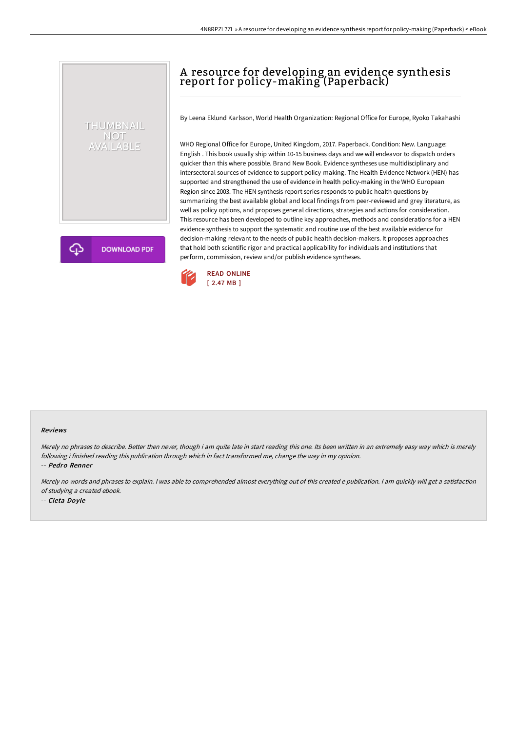# A resource for developing an evidence synthesis report for policy-making (Paperback)

By Leena Eklund Karlsson, World Health Organization: Regional Office for Europe, Ryoko Takahashi

WHO Regional Office for Europe, United Kingdom, 2017. Paperback. Condition: New. Language: English . This book usually ship within 10-15 business days and we will endeavor to dispatch orders quicker than this where possible. Brand New Book. Evidence syntheses use multidisciplinary and intersectoral sources of evidence to support policy-making. The Health Evidence Network (HEN) has supported and strengthened the use of evidence in health policy-making in the WHO European Region since 2003. The HEN synthesis report series responds to public health questions by summarizing the best available global and local findings from peer-reviewed and grey literature, as well as policy options, and proposes general directions, strategies and actions for consideration. This resource has been developed to outline key approaches, methods and considerations for a HEN evidence synthesis to support the systematic and routine use of the best available evidence for decision-making relevant to the needs of public health decision-makers. It proposes approaches that hold both scientific rigor and practical applicability for individuals and institutions that perform, commission, review and/or publish evidence syntheses.

READ ONLINE
[ 2.47 MB ]

#### Reviews

*Merely no phrases to describe. Better then never, though i am quite late in start reading this one. Its been written in an extremely easy way which is merely following i finished reading this publication through which in fact transformed me, change the way in my opinion.*

*-- Pedro Renner*

*Merely no words and phrases to explain. I was able to comprehended almost everything out of this created e publication. I am quickly will get a satisfaction of studying a created ebook.*

*-- Cleta Doyle*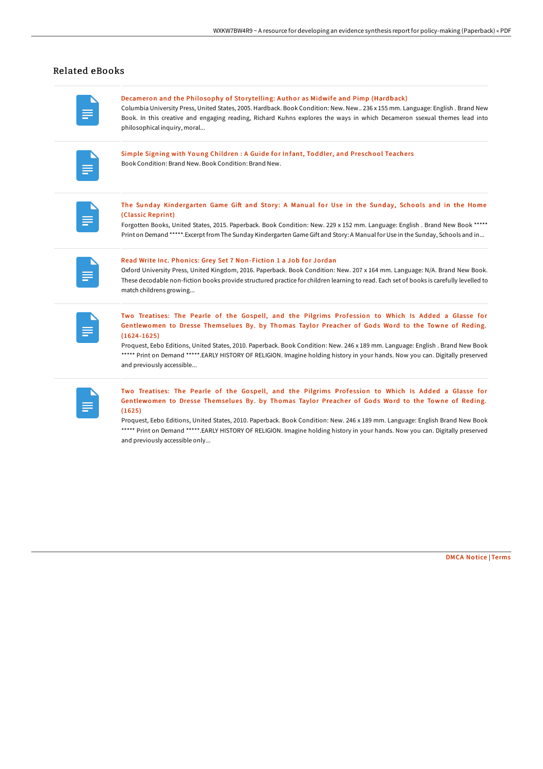## Related eBooks

**Decameron and the Philosophy of Storytelling: Author as Midwife and Pimp (Hardback)**

Columbia University Press, United States, 2005. Hardback. Book Condition: New. New.. 236 x 155 mm. Language: English . Brand New Book. In this creative and engaging reading, Richard Kuhns explores the ways in which Decameron ssexual themes lead into philosophical inquiry, moral...

**Simple Signing with Young Children : A Guide for Infant, Toddler, and Preschool Teachers**

Book Condition: Brand New. Book Condition: Brand New.

**The Sunday Kindergarten Game Gift and Story: A Manual for Use in the Sunday, Schools and in the Home (Classic Reprint)**

Forgotten Books, United States, 2015. Paperback. Book Condition: New. 229 x 152 mm. Language: English . Brand New Book ***** Print on Demand *****.Excerpt from The Sunday Kindergarten Game Gift and Story: A Manual for Use in the Sunday, Schools and in...

**Read Write Inc. Phonics: Grey Set 7 Non-Fiction 1 a Job for Jordan**

Oxford University Press, United Kingdom, 2016. Paperback. Book Condition: New. 207 x 164 mm. Language: N/A. Brand New Book. These decodable non-fiction books provide structured practice for children learning to read. Each set of books is carefully levelled to match childrens growing...

**Two Treatises: The Pearle of the Gospell, and the Pilgrims Profession to Which Is Added a Glasse for Gentlewomen to Dresse Themselues By. by Thomas Taylor Preacher of Gods Word to the Towne of Reding. (1624-1625)**

Proquest, Eebo Editions, United States, 2010. Paperback. Book Condition: New. 246 x 189 mm. Language: English . Brand New Book ***** Print on Demand *****.EARLY HISTORY OF RELIGION. Imagine holding history in your hands. Now you can. Digitally preserved and previously accessible...

**Two Treatises: The Pearle of the Gospell, and the Pilgrims Profession to Which Is Added a Glasse for Gentlewomen to Dresse Themselues By. by Thomas Taylor Preacher of Gods Word to the Towne of Reding. (1625)**

Proquest, Eebo Editions, United States, 2010. Paperback. Book Condition: New. 246 x 189 mm. Language: English Brand New Book ***** Print on Demand *****.EARLY HISTORY OF RELIGION. Imagine holding history in your hands. Now you can. Digitally preserved and previously accessible only...

DMCA Notice | Terms